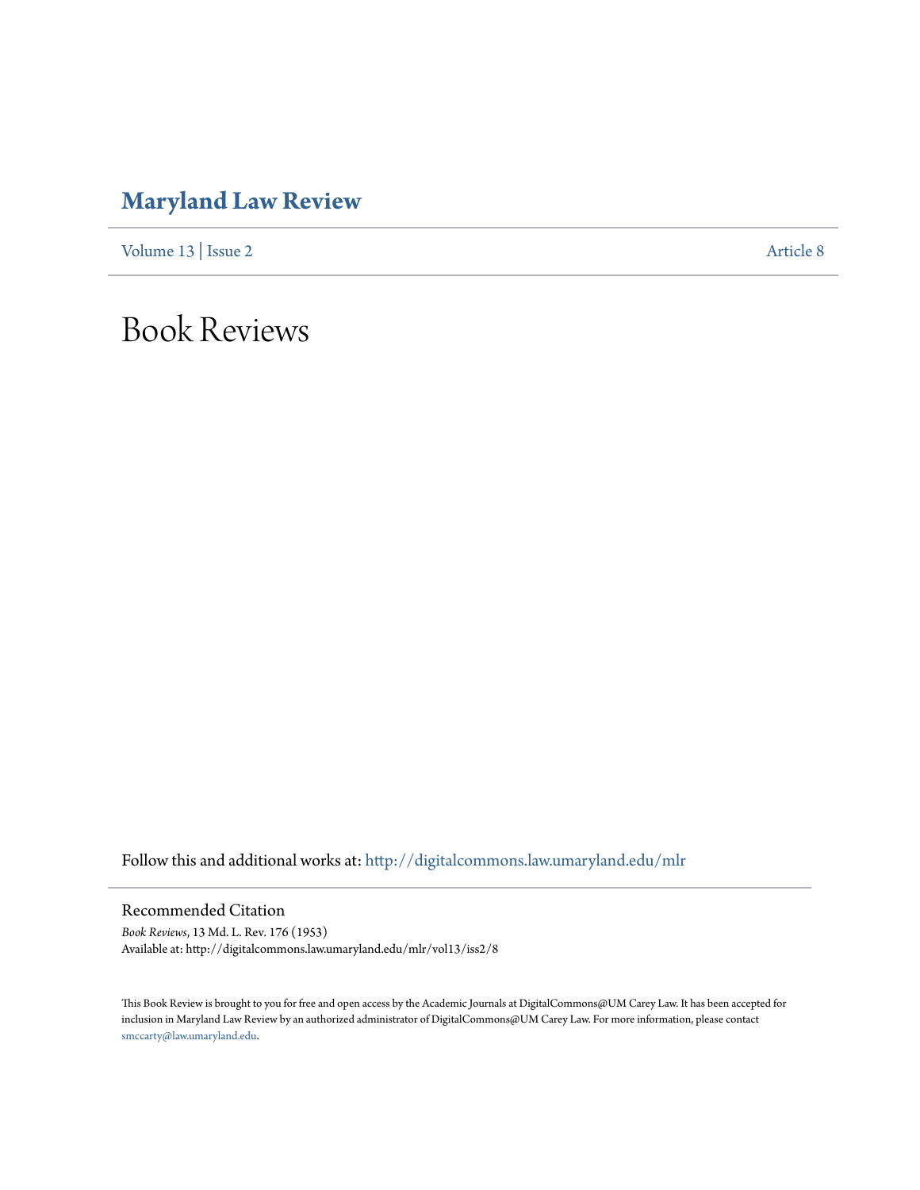# Maryland Law Review

Volume 13 | Issue 2 Article 8

# Book Reviews

Follow this and additional works at: http://digitalcommons.law.umaryland.edu/mlr

## Recommended Citation

*Book Reviews*, 13 Md. L. Rev. 176 (1953)
Available at: http://digitalcommons.law.umaryland.edu/mlr/vol13/iss2/8

This Book Review is brought to you for free and open access by the Academic Journals at DigitalCommons@UM Carey Law. It has been accepted for inclusion in Maryland Law Review by an authorized administrator of DigitalCommons@UM Carey Law. For more information, please contact smccarty@law.umaryland.edu.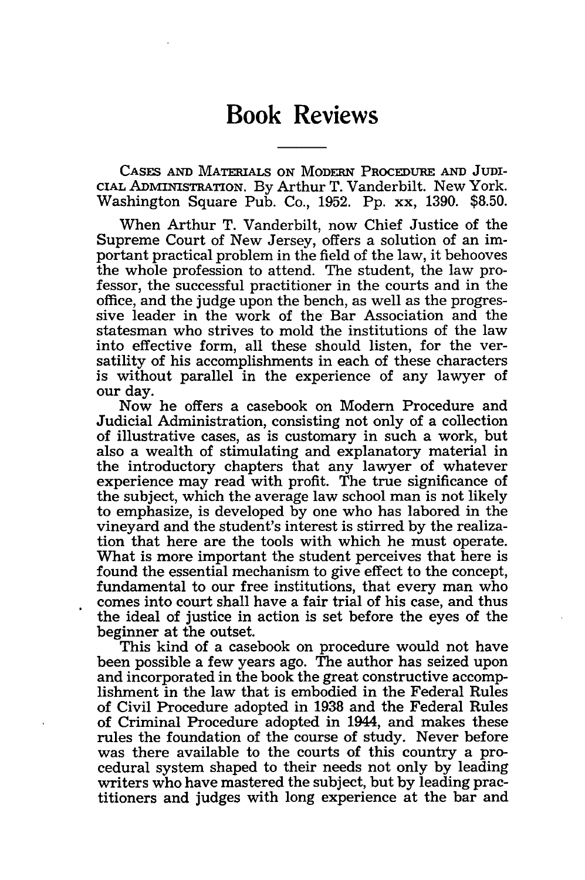# Book Reviews

CASES AND MATERIALS ON MODERN PROCEDURE AND JUDICIAL ADMINISTRATION. By Arthur T. Vanderbilt. New York. Washington Square Pub. Co., 1952. Pp. xx, 1390. $8.50.

When Arthur T. Vanderbilt, now Chief Justice of the Supreme Court of New Jersey, offers a solution of an important practical problem in the field of the law, it behooves the whole profession to attend. The student, the law professor, the successful practitioner in the courts and in the office, and the judge upon the bench, as well as the progressive leader in the work of the Bar Association and the statesman who strives to mold the institutions of the law into effective form, all these should listen, for the versatility of his accomplishments in each of these characters is without parallel in the experience of any lawyer of our day.

Now he offers a casebook on Modern Procedure and Judicial Administration, consisting not only of a collection of illustrative cases, as is customary in such a work, but also a wealth of stimulating and explanatory material in the introductory chapters that any lawyer of whatever experience may read with profit. The true significance of the subject, which the average law school man is not likely to emphasize, is developed by one who has labored in the vineyard and the student's interest is stirred by the realization that here are the tools with which he must operate. What is more important the student perceives that here is found the essential mechanism to give effect to the concept, fundamental to our free institutions, that every man who comes into court shall have a fair trial of his case, and thus the ideal of justice in action is set before the eyes of the beginner at the outset.

This kind of a casebook on procedure would not have been possible a few years ago. The author has seized upon and incorporated in the book the great constructive accomplishment in the law that is embodied in the Federal Rules of Civil Procedure adopted in 1938 and the Federal Rules of Criminal Procedure adopted in 1944, and makes these rules the foundation of the course of study. Never before was there available to the courts of this country a procedural system shaped to their needs not only by leading writers who have mastered the subject, but by leading practitioners and judges with long experience at the bar and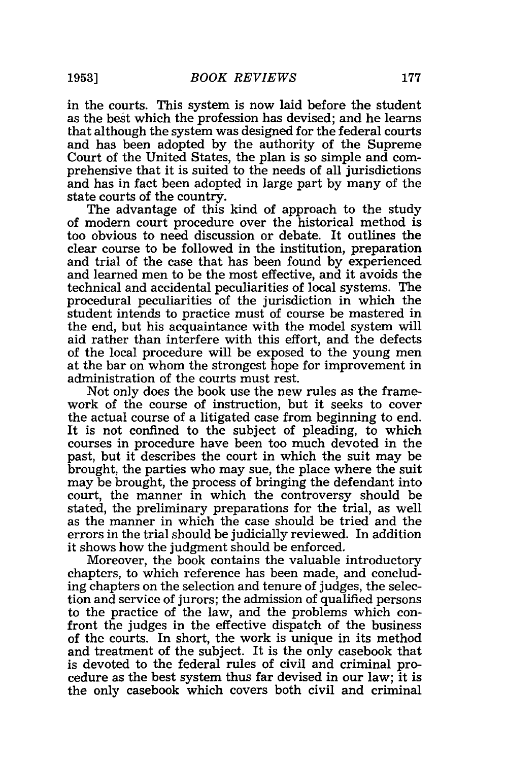in the courts. This system is now laid before the student as the best which the profession has devised; and he learns that although the system was designed for the federal courts and has been adopted by the authority of the Supreme Court of the United States, the plan is so simple and comprehensive that it is suited to the needs of all jurisdictions and has in fact been adopted in large part by many of the state courts of the country.

The advantage of this kind of approach to the study of modern court procedure over the historical method is too obvious to need discussion or debate. It outlines the clear course to be followed in the institution, preparation and trial of the case that has been found by experienced and learned men to be the most effective, and it avoids the technical and accidental peculiarities of local systems. The procedural peculiarities of the jurisdiction in which the student intends to practice must of course be mastered in the end, but his acquaintance with the model system will aid rather than interfere with this effort, and the defects of the local procedure will be exposed to the young men at the bar on whom the strongest hope for improvement in administration of the courts must rest.

Not only does the book use the new rules as the framework of the course of instruction, but it seeks to cover the actual course of a litigated case from beginning to end. It is not confined to the subject of pleading, to which courses in procedure have been too much devoted in the past, but it describes the court in which the suit may be brought, the parties who may sue, the place where the suit may be brought, the process of bringing the defendant into court, the manner in which the controversy should be stated, the preliminary preparations for the trial, as well as the manner in which the case should be tried and the errors in the trial should be judicially reviewed. In addition it shows how the judgment should be enforced.

Moreover, the book contains the valuable introductory chapters, to which reference has been made, and concluding chapters on the selection and tenure of judges, the selection and service of jurors; the admission of qualified persons to the practice of the law, and the problems which confront the judges in the effective dispatch of the business of the courts. In short, the work is unique in its method and treatment of the subject. It is the only casebook that is devoted to the federal rules of civil and criminal procedure as the best system thus far devised in our law; it is the only casebook which covers both civil and criminal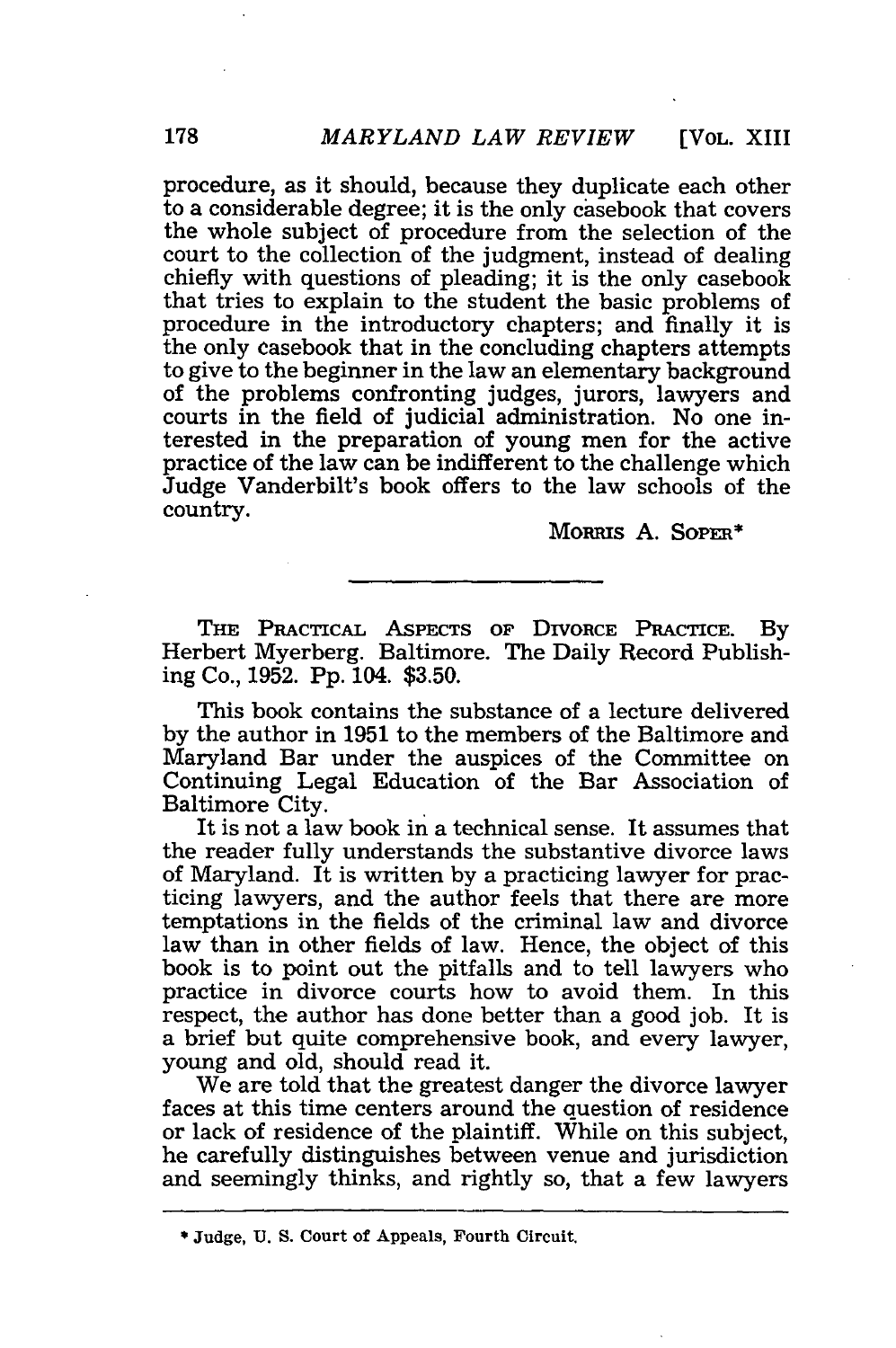procedure, as it should, because they duplicate each other to a considerable degree; it is the only casebook that covers the whole subject of procedure from the selection of the court to the collection of the judgment, instead of dealing chiefly with questions of pleading; it is the only casebook that tries to explain to the student the basic problems of procedure in the introductory chapters; and finally it is the only casebook that in the concluding chapters attempts to give to the beginner in the law an elementary background of the problems confronting judges, jurors, lawyers and courts in the field of judicial administration. No one interested in the preparation of young men for the active practice of the law can be indifferent to the challenge which Judge Vanderbilt's book offers to the law schools of the country.

MORRIS A. SOPER*

---

THE PRACTICAL ASPECTS OF DIVORCE PRACTICE. By Herbert Myerberg. Baltimore. The Daily Record Publishing Co., 1952. Pp. 104. $3.50.

This book contains the substance of a lecture delivered by the author in 1951 to the members of the Baltimore and Maryland Bar under the auspices of the Committee on Continuing Legal Education of the Bar Association of Baltimore City.

It is not a law book in a technical sense. It assumes that the reader fully understands the substantive divorce laws of Maryland. It is written by a practicing lawyer for practicing lawyers, and the author feels that there are more temptations in the fields of the criminal law and divorce law than in other fields of law. Hence, the object of this book is to point out the pitfalls and to tell lawyers who practice in divorce courts how to avoid them. In this respect, the author has done better than a good job. It is a brief but quite comprehensive book, and every lawyer, young and old, should read it.

We are told that the greatest danger the divorce lawyer faces at this time centers around the question of residence or lack of residence of the plaintiff. While on this subject, he carefully distinguishes between venue and jurisdiction and seemingly thinks, and rightly so, that a few lawyers

---

* Judge, U. S. Court of Appeals, Fourth Circuit.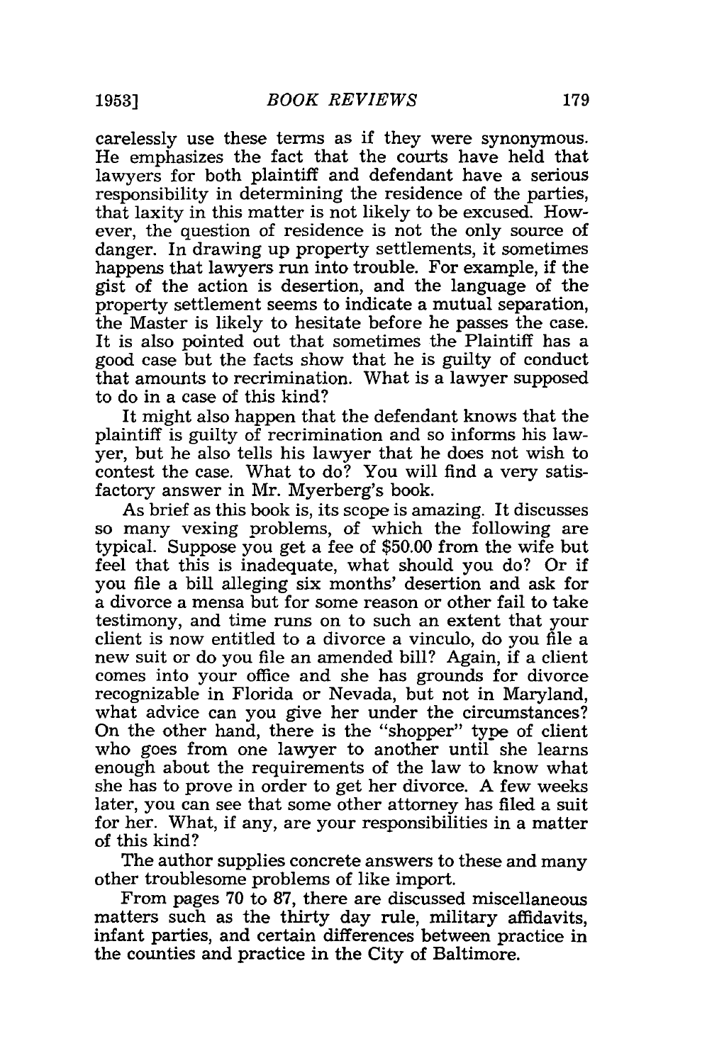carelessly use these terms as if they were synonymous. He emphasizes the fact that the courts have held that lawyers for both plaintiff and defendant have a serious responsibility in determining the residence of the parties, that laxity in this matter is not likely to be excused. However, the question of residence is not the only source of danger. In drawing up property settlements, it sometimes happens that lawyers run into trouble. For example, if the gist of the action is desertion, and the language of the property settlement seems to indicate a mutual separation, the Master is likely to hesitate before he passes the case. It is also pointed out that sometimes the Plaintiff has a good case but the facts show that he is guilty of conduct that amounts to recrimination. What is a lawyer supposed to do in a case of this kind?

It might also happen that the defendant knows that the plaintiff is guilty of recrimination and so informs his lawyer, but he also tells his lawyer that he does not wish to contest the case. What to do? You will find a very satisfactory answer in Mr. Myerberg's book.

As brief as this book is, its scope is amazing. It discusses so many vexing problems, of which the following are typical. Suppose you get a fee of $50.00 from the wife but feel that this is inadequate, what should you do? Or if you file a bill alleging six months' desertion and ask for a divorce a mensa but for some reason or other fail to take testimony, and time runs on to such an extent that your client is now entitled to a divorce a vinculo, do you file a new suit or do you file an amended bill? Again, if a client comes into your office and she has grounds for divorce recognizable in Florida or Nevada, but not in Maryland, what advice can you give her under the circumstances? On the other hand, there is the "shopper" type of client who goes from one lawyer to another until she learns enough about the requirements of the law to know what she has to prove in order to get her divorce. A few weeks later, you can see that some other attorney has filed a suit for her. What, if any, are your responsibilities in a matter of this kind?

The author supplies concrete answers to these and many other troublesome problems of like import.

From pages 70 to 87, there are discussed miscellaneous matters such as the thirty day rule, military affidavits, infant parties, and certain differences between practice in the counties and practice in the City of Baltimore.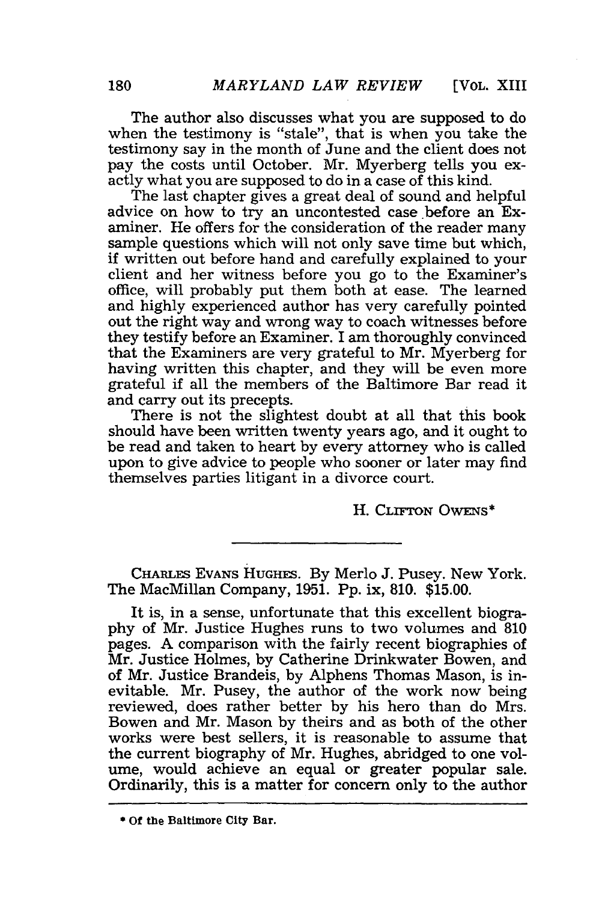The author also discusses what you are supposed to do when the testimony is "stale", that is when you take the testimony say in the month of June and the client does not pay the costs until October. Mr. Myerberg tells you exactly what you are supposed to do in a case of this kind.

The last chapter gives a great deal of sound and helpful advice on how to try an uncontested case before an Examiner. He offers for the consideration of the reader many sample questions which will not only save time but which, if written out before hand and carefully explained to your client and her witness before you go to the Examiner's office, will probably put them both at ease. The learned and highly experienced author has very carefully pointed out the right way and wrong way to coach witnesses before they testify before an Examiner. I am thoroughly convinced that the Examiners are very grateful to Mr. Myerberg for having written this chapter, and they will be even more grateful if all the members of the Baltimore Bar read it and carry out its precepts.

There is not the slightest doubt at all that this book should have been written twenty years ago, and it ought to be read and taken to heart by every attorney who is called upon to give advice to people who sooner or later may find themselves parties litigant in a divorce court.

H. CLIFTON OWENS*

---

CHARLES EVANS HUGHES. By Merlo J. Pusey. New York. The MacMillan Company, 1951. Pp. ix, 810. $15.00.

It is, in a sense, unfortunate that this excellent biography of Mr. Justice Hughes runs to two volumes and 810 pages. A comparison with the fairly recent biographies of Mr. Justice Holmes, by Catherine Drinkwater Bowen, and of Mr. Justice Brandeis, by Alphens Thomas Mason, is inevitable. Mr. Pusey, the author of the work now being reviewed, does rather better by his hero than do Mrs. Bowen and Mr. Mason by theirs and as both of the other works were best sellers, it is reasonable to assume that the current biography of Mr. Hughes, abridged to one volume, would achieve an equal or greater popular sale. Ordinarily, this is a matter for concern only to the author

* Of the Baltimore City Bar.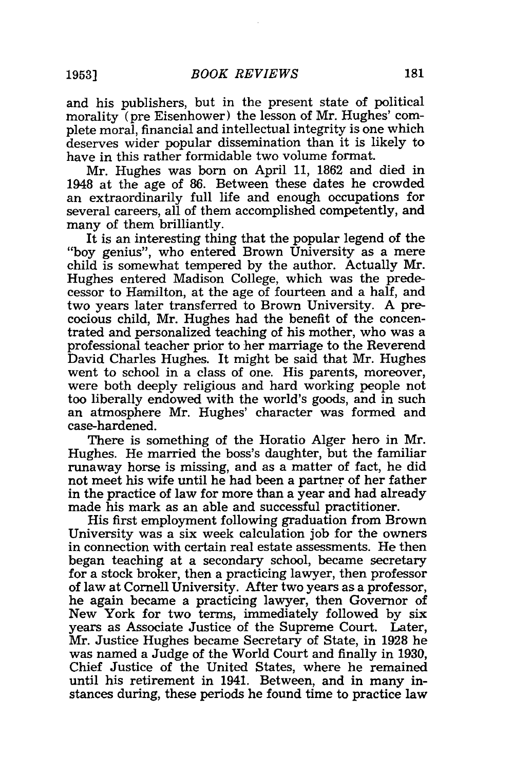and his publishers, but in the present state of political morality (pre Eisenhower) the lesson of Mr. Hughes' complete moral, financial and intellectual integrity is one which deserves wider popular dissemination than it is likely to have in this rather formidable two volume format.

Mr. Hughes was born on April 11, 1862 and died in 1948 at the age of 86. Between these dates he crowded an extraordinarily full life and enough occupations for several careers, all of them accomplished competently, and many of them brilliantly.

It is an interesting thing that the popular legend of the "boy genius", who entered Brown University as a mere child is somewhat tempered by the author. Actually Mr. Hughes entered Madison College, which was the predecessor to Hamilton, at the age of fourteen and a half, and two years later transferred to Brown University. A precocious child, Mr. Hughes had the benefit of the concentrated and personalized teaching of his mother, who was a professional teacher prior to her marriage to the Reverend David Charles Hughes. It might be said that Mr. Hughes went to school in a class of one. His parents, moreover, were both deeply religious and hard working people not too liberally endowed with the world's goods, and in such an atmosphere Mr. Hughes' character was formed and case-hardened.

There is something of the Horatio Alger hero in Mr. Hughes. He married the boss's daughter, but the familiar runaway horse is missing, and as a matter of fact, he did not meet his wife until he had been a partner of her father in the practice of law for more than a year and had already made his mark as an able and successful practitioner.

His first employment following graduation from Brown University was a six week calculation job for the owners in connection with certain real estate assessments. He then began teaching at a secondary school, became secretary for a stock broker, then a practicing lawyer, then professor of law at Cornell University. After two years as a professor, he again became a practicing lawyer, then Governor of New York for two terms, immediately followed by six years as Associate Justice of the Supreme Court. Later, Mr. Justice Hughes became Secretary of State, in 1928 he was named a Judge of the World Court and finally in 1930, Chief Justice of the United States, where he remained until his retirement in 1941. Between, and in many instances during, these periods he found time to practice law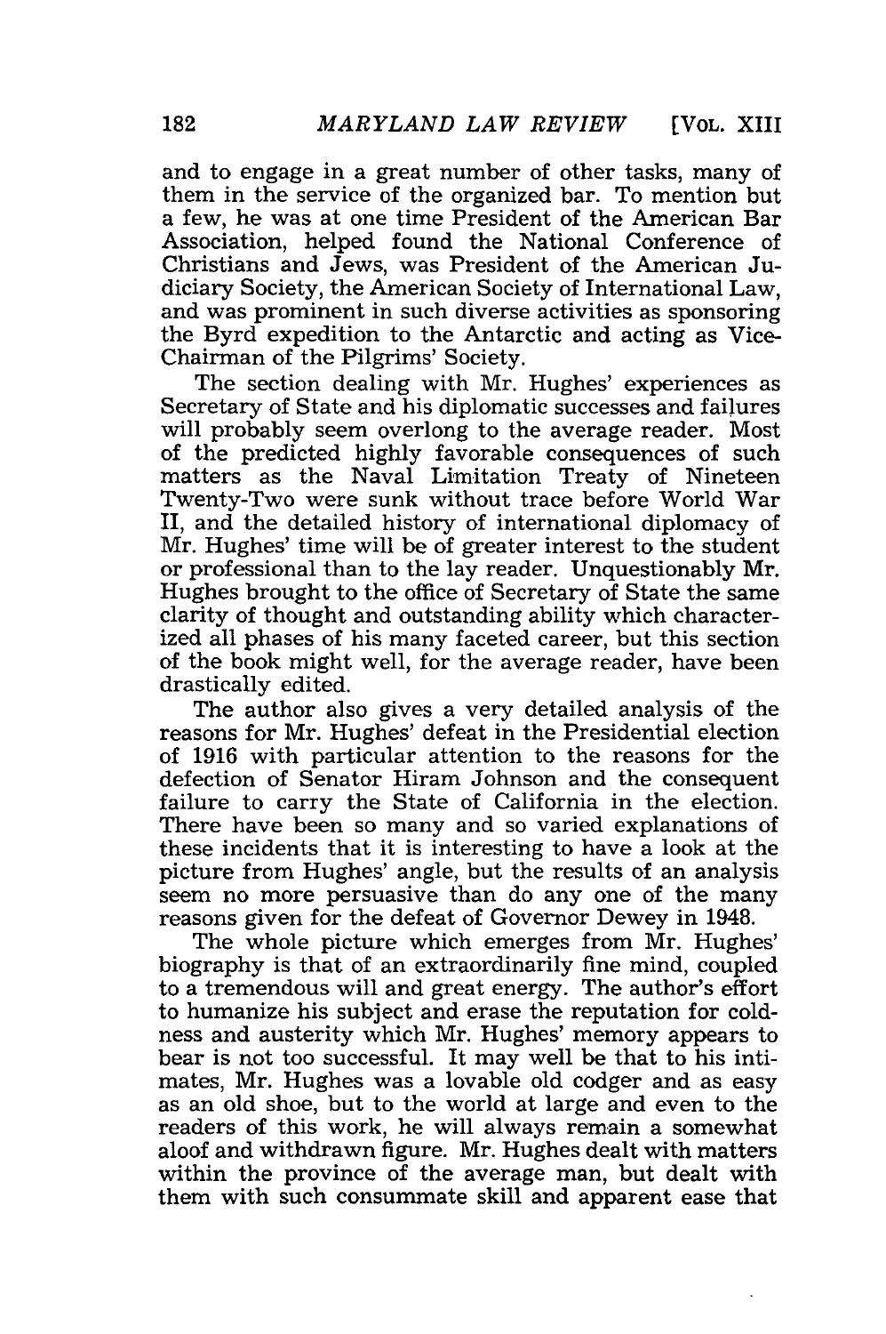and to engage in a great number of other tasks, many of them in the service of the organized bar. To mention but a few, he was at one time President of the American Bar Association, helped found the National Conference of Christians and Jews, was President of the American Judiciary Society, the American Society of International Law, and was prominent in such diverse activities as sponsoring the Byrd expedition to the Antarctic and acting as Vice-Chairman of the Pilgrims' Society.

The section dealing with Mr. Hughes' experiences as Secretary of State and his diplomatic successes and failures will probably seem overlong to the average reader. Most of the predicted highly favorable consequences of such matters as the Naval Limitation Treaty of Nineteen Twenty-Two were sunk without trace before World War II, and the detailed history of international diplomacy of Mr. Hughes' time will be of greater interest to the student or professional than to the lay reader. Unquestionably Mr. Hughes brought to the office of Secretary of State the same clarity of thought and outstanding ability which characterized all phases of his many faceted career, but this section of the book might well, for the average reader, have been drastically edited.

The author also gives a very detailed analysis of the reasons for Mr. Hughes' defeat in the Presidential election of 1916 with particular attention to the reasons for the defection of Senator Hiram Johnson and the consequent failure to carry the State of California in the election. There have been so many and so varied explanations of these incidents that it is interesting to have a look at the picture from Hughes' angle, but the results of an analysis seem no more persuasive than do any one of the many reasons given for the defeat of Governor Dewey in 1948.

The whole picture which emerges from Mr. Hughes' biography is that of an extraordinarily fine mind, coupled to a tremendous will and great energy. The author's effort to humanize his subject and erase the reputation for coldness and austerity which Mr. Hughes' memory appears to bear is not too successful. It may well be that to his intimates, Mr. Hughes was a lovable old codger and as easy as an old shoe, but to the world at large and even to the readers of this work, he will always remain a somewhat aloof and withdrawn figure. Mr. Hughes dealt with matters within the province of the average man, but dealt with them with such consummate skill and apparent ease that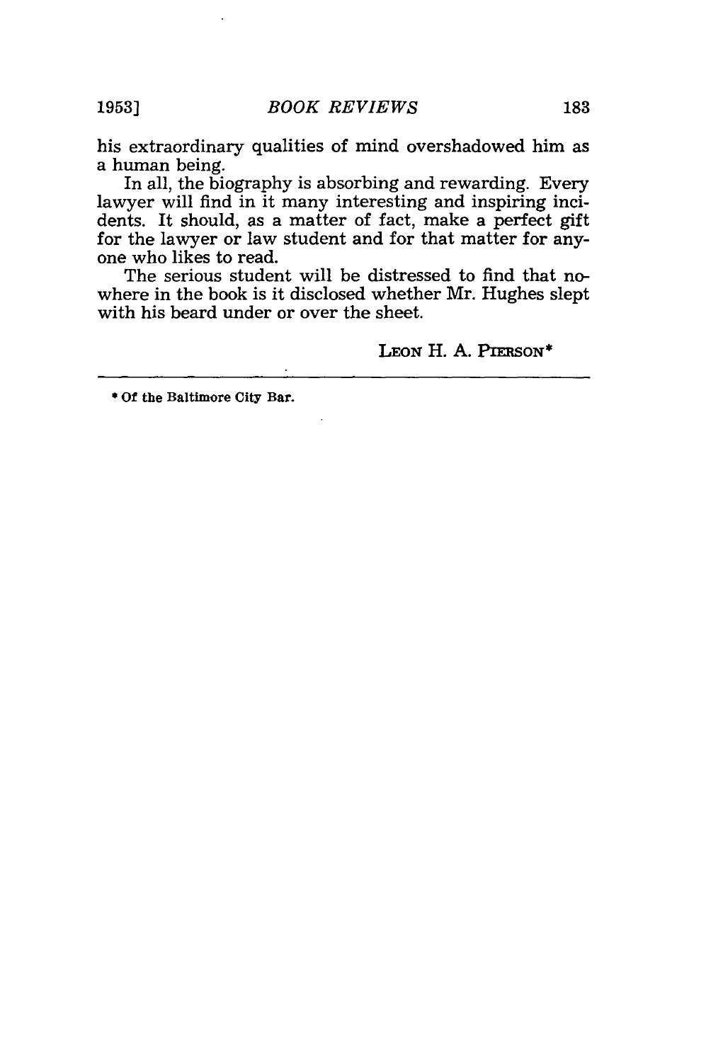his extraordinary qualities of mind overshadowed him as a human being.

In all, the biography is absorbing and rewarding. Every lawyer will find in it many interesting and inspiring incidents. It should, as a matter of fact, make a perfect gift for the lawyer or law student and for that matter for anyone who likes to read.

The serious student will be distressed to find that nowhere in the book is it disclosed whether Mr. Hughes slept with his beard under or over the sheet.

LEON H. A. PIERSON*

---

* Of the Baltimore City Bar.